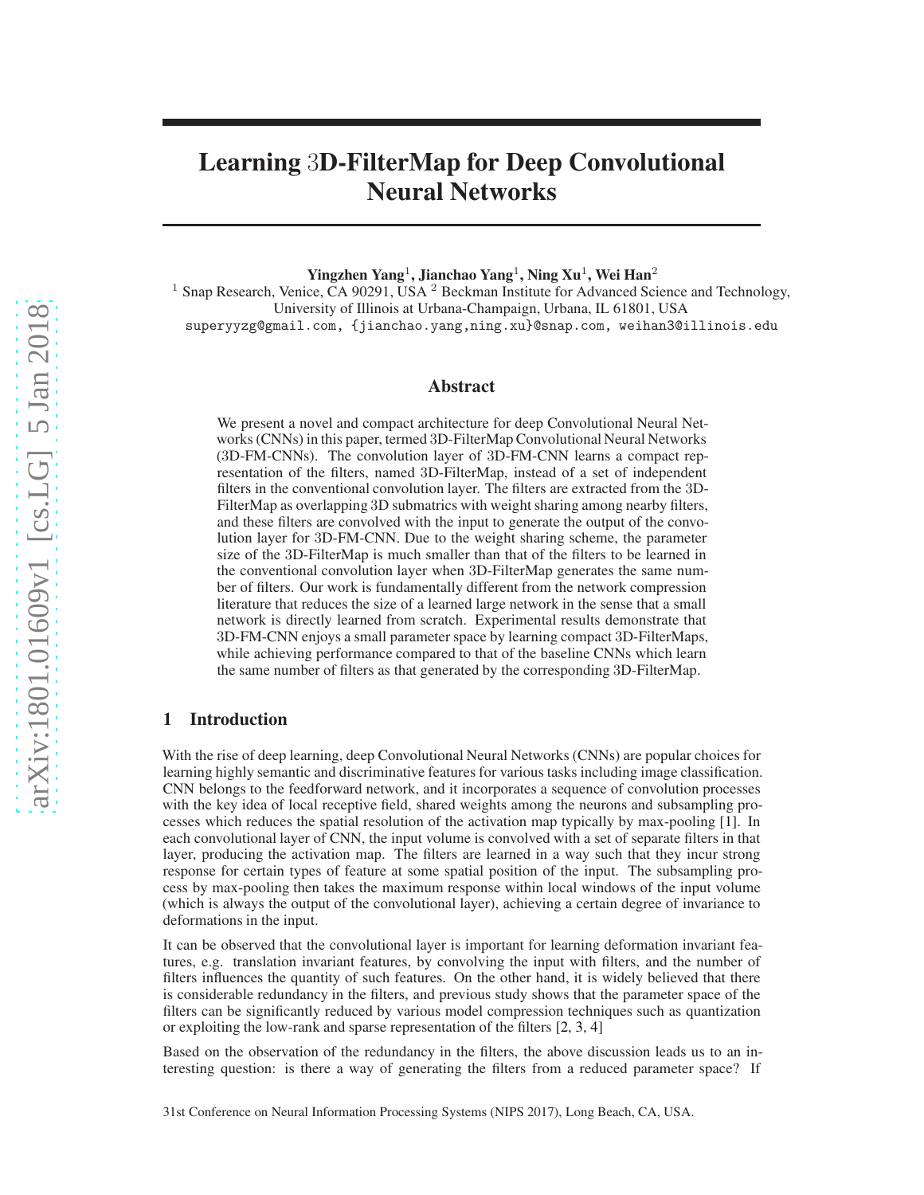# Learning 3D-FilterMap for Deep Convolutional Neural Networks

**Yingzhen Yang**[1], **Jianchao Yang**[1], **Ning Xu**[1], **Wei Han**[2]

[1] Snap Research, Venice, CA 90291, USA [2] Beckman Institute for Advanced Science and Technology, University of Illinois at Urbana-Champaign, Urbana, IL 61801, USA

superyyzg@gmail.com, {jianchao.yang,ning.xu}@snap.com, weihan3@illinois.edu

## Abstract

We present a novel and compact architecture for deep Convolutional Neural Networks (CNNs) in this paper, termed 3D-FilterMap Convolutional Neural Networks (3D-FM-CNNs). The convolution layer of 3D-FM-CNN learns a compact representation of the filters, named 3D-FilterMap, instead of a set of independent filters in the conventional convolution layer. The filters are extracted from the 3D-FilterMap as overlapping 3D submatrics with weight sharing among nearby filters, and these filters are convolved with the input to generate the output of the convolution layer for 3D-FM-CNN. Due to the weight sharing scheme, the parameter size of the 3D-FilterMap is much smaller than that of the filters to be learned in the conventional convolution layer when 3D-FilterMap generates the same number of filters. Our work is fundamentally different from the network compression literature that reduces the size of a learned large network in the sense that a small network is directly learned from scratch. Experimental results demonstrate that 3D-FM-CNN enjoys a small parameter space by learning compact 3D-FilterMaps, while achieving performance compared to that of the baseline CNNs which learn the same number of filters as that generated by the corresponding 3D-FilterMap.

## 1 Introduction

With the rise of deep learning, deep Convolutional Neural Networks (CNNs) are popular choices for learning highly semantic and discriminative features for various tasks including image classification. CNN belongs to the feedforward network, and it incorporates a sequence of convolution processes with the key idea of local receptive field, shared weights among the neurons and subsampling processes which reduces the spatial resolution of the activation map typically by max-pooling [1]. In each convolutional layer of CNN, the input volume is convolved with a set of separate filters in that layer, producing the activation map. The filters are learned in a way such that they incur strong response for certain types of feature at some spatial position of the input. The subsampling process by max-pooling then takes the maximum response within local windows of the input volume (which is always the output of the convolutional layer), achieving a certain degree of invariance to deformations in the input.

It can be observed that the convolutional layer is important for learning deformation invariant features, e.g. translation invariant features, by convolving the input with filters, and the number of filters influences the quantity of such features. On the other hand, it is widely believed that there is considerable redundancy in the filters, and previous study shows that the parameter space of the filters can be significantly reduced by various model compression techniques such as quantization or exploiting the low-rank and sparse representation of the filters [2, 3, 4]

Based on the observation of the redundancy in the filters, the above discussion leads us to an interesting question: is there a way of generating the filters from a reduced parameter space? If

31st Conference on Neural Information Processing Systems (NIPS 2017), Long Beach, CA, USA.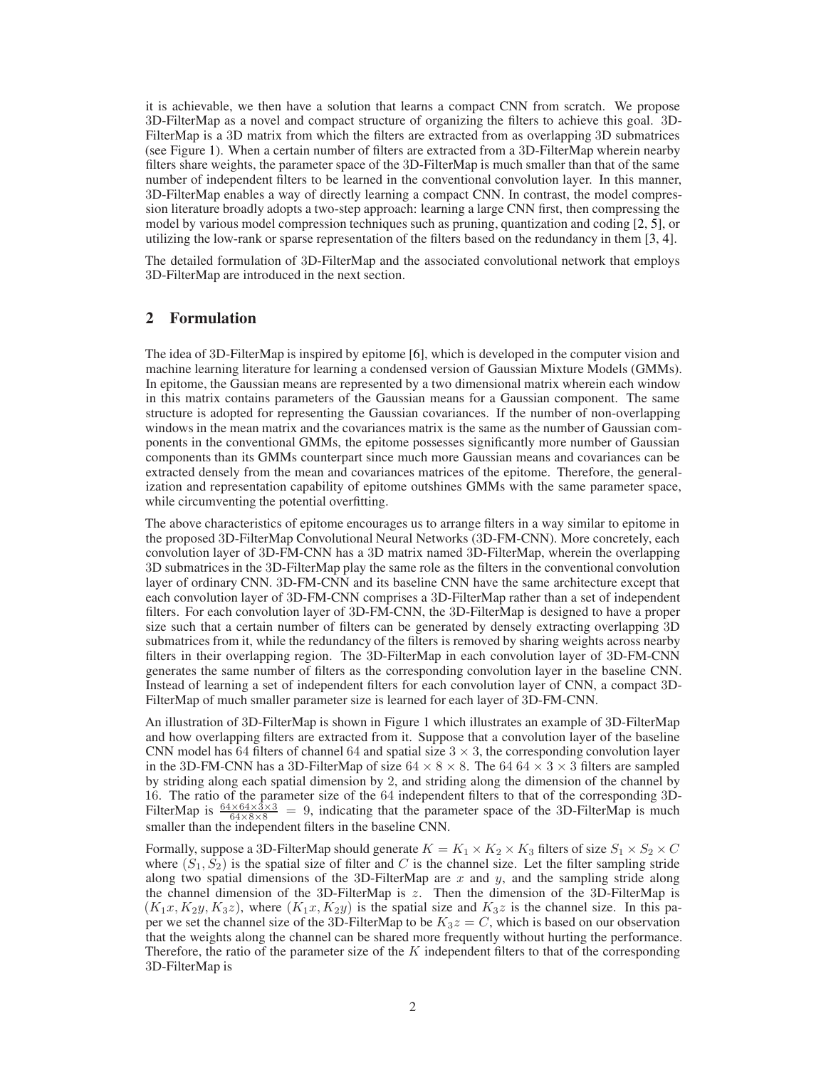it is achievable, we then have a solution that learns a compact CNN from scratch. We propose 3D-FilterMap as a novel and compact structure of organizing the filters to achieve this goal. 3D-FilterMap is a 3D matrix from which the filters are extracted from as overlapping 3D submatrices (see Figure 1). When a certain number of filters are extracted from a 3D-FilterMap wherein nearby filters share weights, the parameter space of the 3D-FilterMap is much smaller than that of the same number of independent filters to be learned in the conventional convolution layer. In this manner, 3D-FilterMap enables a way of directly learning a compact CNN. In contrast, the model compression literature broadly adopts a two-step approach: learning a large CNN first, then compressing the model by various model compression techniques such as pruning, quantization and coding [2, 5], or utilizing the low-rank or sparse representation of the filters based on the redundancy in them [3, 4].

The detailed formulation of 3D-FilterMap and the associated convolutional network that employs 3D-FilterMap are introduced in the next section.

## 2 Formulation

The idea of 3D-FilterMap is inspired by epitome [6], which is developed in the computer vision and machine learning literature for learning a condensed version of Gaussian Mixture Models (GMMs). In epitome, the Gaussian means are represented by a two dimensional matrix wherein each window in this matrix contains parameters of the Gaussian means for a Gaussian component. The same structure is adopted for representing the Gaussian covariances. If the number of non-overlapping windows in the mean matrix and the covariances matrix is the same as the number of Gaussian components in the conventional GMMs, the epitome possesses significantly more number of Gaussian components than its GMMs counterpart since much more Gaussian means and covariances can be extracted densely from the mean and covariances matrices of the epitome. Therefore, the generalization and representation capability of epitome outshines GMMs with the same parameter space, while circumventing the potential overfitting.

The above characteristics of epitome encourages us to arrange filters in a way similar to epitome in the proposed 3D-FilterMap Convolutional Neural Networks (3D-FM-CNN). More concretely, each convolution layer of 3D-FM-CNN has a 3D matrix named 3D-FilterMap, wherein the overlapping 3D submatrices in the 3D-FilterMap play the same role as the filters in the conventional convolution layer of ordinary CNN. 3D-FM-CNN and its baseline CNN have the same architecture except that each convolution layer of 3D-FM-CNN comprises a 3D-FilterMap rather than a set of independent filters. For each convolution layer of 3D-FM-CNN, the 3D-FilterMap is designed to have a proper size such that a certain number of filters can be generated by densely extracting overlapping 3D submatrices from it, while the redundancy of the filters is removed by sharing weights across nearby filters in their overlapping region. The 3D-FilterMap in each convolution layer of 3D-FM-CNN generates the same number of filters as the corresponding convolution layer in the baseline CNN. Instead of learning a set of independent filters for each convolution layer of CNN, a compact 3D-FilterMap of much smaller parameter size is learned for each layer of 3D-FM-CNN.

An illustration of 3D-FilterMap is shown in Figure 1 which illustrates an example of 3D-FilterMap and how overlapping filters are extracted from it. Suppose that a convolution layer of the baseline CNN model has 64 filters of channel 64 and spatial size $3 \times 3$, the corresponding convolution layer in the 3D-FM-CNN has a 3D-FilterMap of size $64 \times 8 \times 8$. The 64 $64 \times 3 \times 3$ filters are sampled by striding along each spatial dimension by 2, and striding along the dimension of the channel by 16. The ratio of the parameter size of the 64 independent filters to that of the corresponding 3D-FilterMap is $\frac{64 \times 64 \times 3 \times 3}{64 \times 8 \times 8} = 9$, indicating that the parameter space of the 3D-FilterMap is much smaller than the independent filters in the baseline CNN.

Formally, suppose a 3D-FilterMap should generate $K = K_1 \times K_2 \times K_3$ filters of size $S_1 \times S_2 \times C$ where $(S_1, S_2)$ is the spatial size of filter and $C$ is the channel size. Let the filter sampling stride along two spatial dimensions of the 3D-FilterMap are $x$ and $y$, and the sampling stride along the channel dimension of the 3D-FilterMap is $z$. Then the dimension of the 3D-FilterMap is $(K_1 x, K_2 y, K_3 z)$, where $(K_1 x, K_2 y)$ is the spatial size and $K_3 z$ is the channel size. In this paper we set the channel size of the 3D-FilterMap to be $K_3 z = C$, which is based on our observation that the weights along the channel can be shared more frequently without hurting the performance. Therefore, the ratio of the parameter size of the $K$ independent filters to that of the corresponding 3D-FilterMap is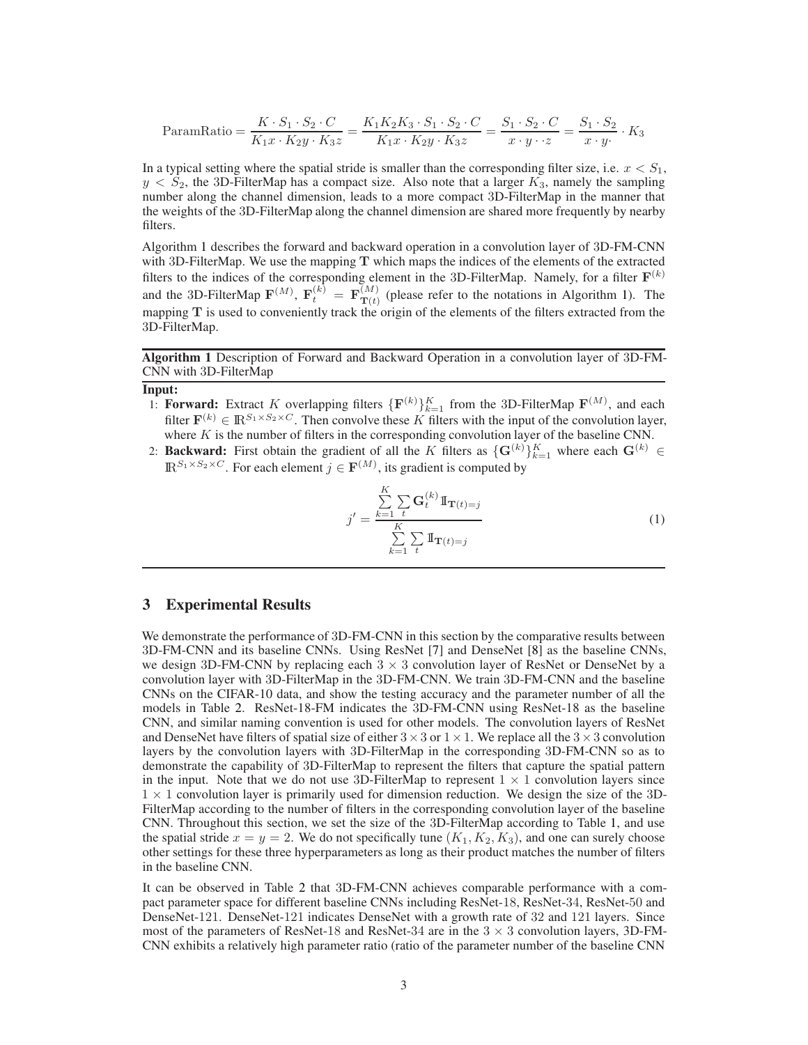$$\text{ParamRatio} = \frac{K \cdot S_1 \cdot S_2 \cdot C}{K_1 x \cdot K_2 y \cdot K_3 z} = \frac{K_1 K_2 K_3 \cdot S_1 \cdot S_2 \cdot C}{K_1 x \cdot K_2 y \cdot K_3 z} = \frac{S_1 \cdot S_2 \cdot C}{x \cdot y \cdot \cdot z} = \frac{S_1 \cdot S_2}{x \cdot y \cdot} \cdot K_3$$

In a typical setting where the spatial stride is smaller than the corresponding filter size, i.e. $x < S_1$, $y < S_2$, the 3D-FilterMap has a compact size. Also note that a larger $K_3$, namely the sampling number along the channel dimension, leads to a more compact 3D-FilterMap in the manner that the weights of the 3D-FilterMap along the channel dimension are shared more frequently by nearby filters.

Algorithm 1 describes the forward and backward operation in a convolution layer of 3D-FM-CNN with 3D-FilterMap. We use the mapping $\mathbf{T}$ which maps the indices of the elements of the extracted filters to the indices of the corresponding element in the 3D-FilterMap. Namely, for a filter $\mathbf{F}^{(k)}$ and the 3D-FilterMap $\mathbf{F}^{(M)}$, $\mathbf{F}^{(k)}_t = \mathbf{F}^{(M)}_{\mathbf{T}(t)}$ (please refer to the notations in Algorithm 1). The mapping $\mathbf{T}$ is used to conveniently track the origin of the elements of the filters extracted from the 3D-FilterMap.

---

**Algorithm 1** Description of Forward and Backward Operation in a convolution layer of 3D-FM-CNN with 3D-FilterMap

---

**Input:**

1: **Forward:** Extract $K$ overlapping filters $\{\mathbf{F}^{(k)}\}_{k=1}^{K}$ from the 3D-FilterMap $\mathbf{F}^{(M)}$, and each filter $\mathbf{F}^{(k)} \in \mathbb{R}^{S_1 \times S_2 \times C}$. Then convolve these $K$ filters with the input of the convolution layer, where $K$ is the number of filters in the corresponding convolution layer of the baseline CNN.

2: **Backward:** First obtain the gradient of all the $K$ filters as $\{\mathbf{G}^{(k)}\}_{k=1}^{K}$ where each $\mathbf{G}^{(k)} \in \mathbb{R}^{S_1 \times S_2 \times C}$. For each element $j \in \mathbf{F}^{(M)}$, its gradient is computed by

$$j' = \frac{\sum_{k=1}^{K} \sum_{t} \mathbf{G}^{(k)}_t \mathbb{I}_{\mathbf{T}(t)=j}}{\sum_{k=1}^{K} \sum_{t} \mathbb{I}_{\mathbf{T}(t)=j}} \tag{1}$$

---

## 3 Experimental Results

We demonstrate the performance of 3D-FM-CNN in this section by the comparative results between 3D-FM-CNN and its baseline CNNs. Using ResNet [7] and DenseNet [8] as the baseline CNNs, we design 3D-FM-CNN by replacing each $3 \times 3$ convolution layer of ResNet or DenseNet by a convolution layer with 3D-FilterMap in the 3D-FM-CNN. We train 3D-FM-CNN and the baseline CNNs on the CIFAR-10 data, and show the testing accuracy and the parameter number of all the models in Table 2. ResNet-18-FM indicates the 3D-FM-CNN using ResNet-18 as the baseline CNN, and similar naming convention is used for other models. The convolution layers of ResNet and DenseNet have filters of spatial size of either $3 \times 3$ or $1 \times 1$. We replace all the $3 \times 3$ convolution layers by the convolution layers with 3D-FilterMap in the corresponding 3D-FM-CNN so as to demonstrate the capability of 3D-FilterMap to represent the filters that capture the spatial pattern in the input. Note that we do not use 3D-FilterMap to represent $1 \times 1$ convolution layers since $1 \times 1$ convolution layer is primarily used for dimension reduction. We design the size of the 3D-FilterMap according to the number of filters in the corresponding convolution layer of the baseline CNN. Throughout this section, we set the size of the 3D-FilterMap according to Table 1, and use the spatial stride $x = y = 2$. We do not specifically tune $(K_1, K_2, K_3)$, and one can surely choose other settings for these three hyperparameters as long as their product matches the number of filters in the baseline CNN.

It can be observed in Table 2 that 3D-FM-CNN achieves comparable performance with a compact parameter space for different baseline CNNs including ResNet-18, ResNet-34, ResNet-50 and DenseNet-121. DenseNet-121 indicates DenseNet with a growth rate of 32 and 121 layers. Since most of the parameters of ResNet-18 and ResNet-34 are in the $3 \times 3$ convolution layers, 3D-FM-CNN exhibits a relatively high parameter ratio (ratio of the parameter number of the baseline CNN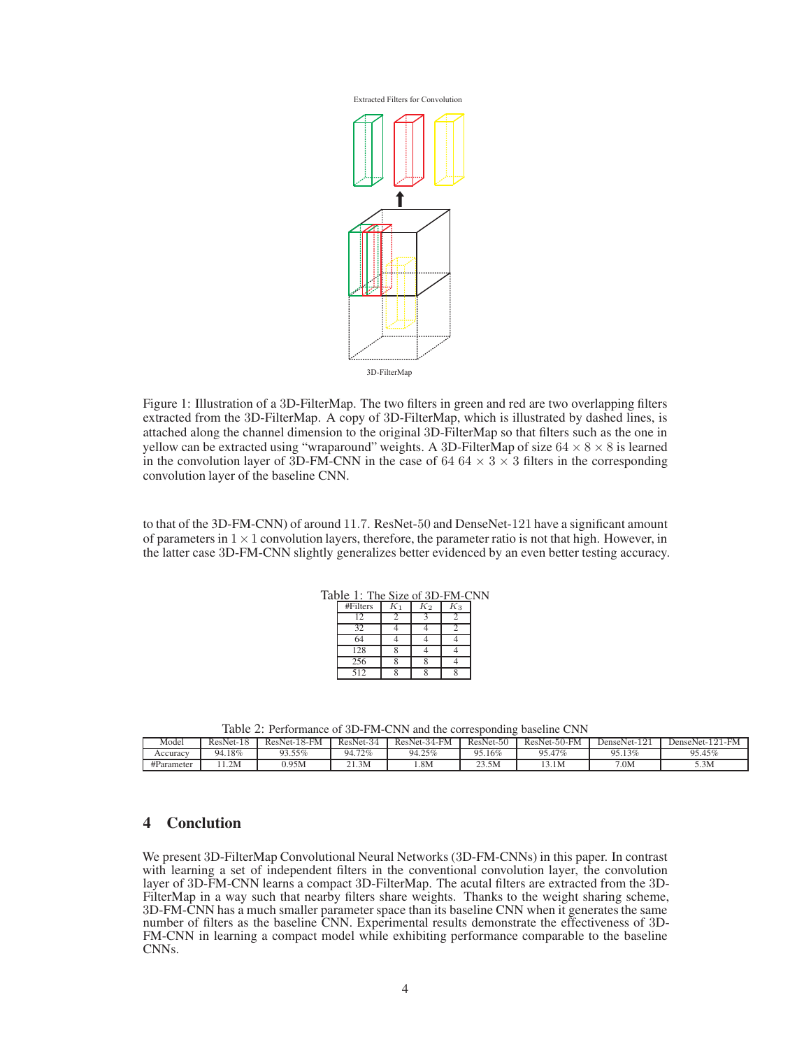Extracted Filters for Convolution

3D-FilterMap

Figure 1: Illustration of a 3D-FilterMap. The two filters in green and red are two overlapping filters extracted from the 3D-FilterMap. A copy of 3D-FilterMap, which is illustrated by dashed lines, is attached along the channel dimension to the original 3D-FilterMap so that filters such as the one in yellow can be extracted using "wraparound" weights. A 3D-FilterMap of size $64 \times 8 \times 8$ is learned in the convolution layer of 3D-FM-CNN in the case of $64$ $64 \times 3 \times 3$ filters in the corresponding convolution layer of the baseline CNN.

to that of the 3D-FM-CNN) of around $11.7$. ResNet-$50$ and DenseNet-$121$ have a significant amount of parameters in $1 \times 1$ convolution layers, therefore, the parameter ratio is not that high. However, in the latter case 3D-FM-CNN slightly generalizes better evidenced by an even better testing accuracy.

Table 1: The Size of 3D-FM-CNN

| #Filters | $K_1$ | $K_2$ | $K_3$ |
|---|---|---|---|
| 12 | 2 | 3 | 2 |
| 32 | 4 | 4 | 2 |
| 64 | 4 | 4 | 4 |
| 128 | 8 | 4 | 4 |
| 256 | 8 | 8 | 4 |
| 512 | 8 | 8 | 8 |

Table 2: Performance of 3D-FM-CNN and the corresponding baseline CNN

| Model | ResNet-18 | ResNet-18-FM | ResNet-34 | ResNet-34-FM | ResNet-50 | ResNet-50-FM | DenseNet-121 | DenseNet-121-FM |
|---|---|---|---|---|---|---|---|---|
| Accuracy | 94.18% | 93.55% | 94.72% | 94.25% | 95.16% | 95.47% | 95.13% | 95.45% |
| #Parameter | 11.2M | 0.95M | 21.3M | 1.8M | 23.5M | 13.1M | 7.0M | 5.3M |

## 4 Conclution

We present 3D-FilterMap Convolutional Neural Networks (3D-FM-CNNs) in this paper. In contrast with learning a set of independent filters in the conventional convolution layer, the convolution layer of 3D-FM-CNN learns a compact 3D-FilterMap. The acutal filters are extracted from the 3D-FilterMap in a way such that nearby filters share weights. Thanks to the weight sharing scheme, 3D-FM-CNN has a much smaller parameter space than its baseline CNN when it generates the same number of filters as the baseline CNN. Experimental results demonstrate the effectiveness of 3D-FM-CNN in learning a compact model while exhibiting performance comparable to the baseline CNNs.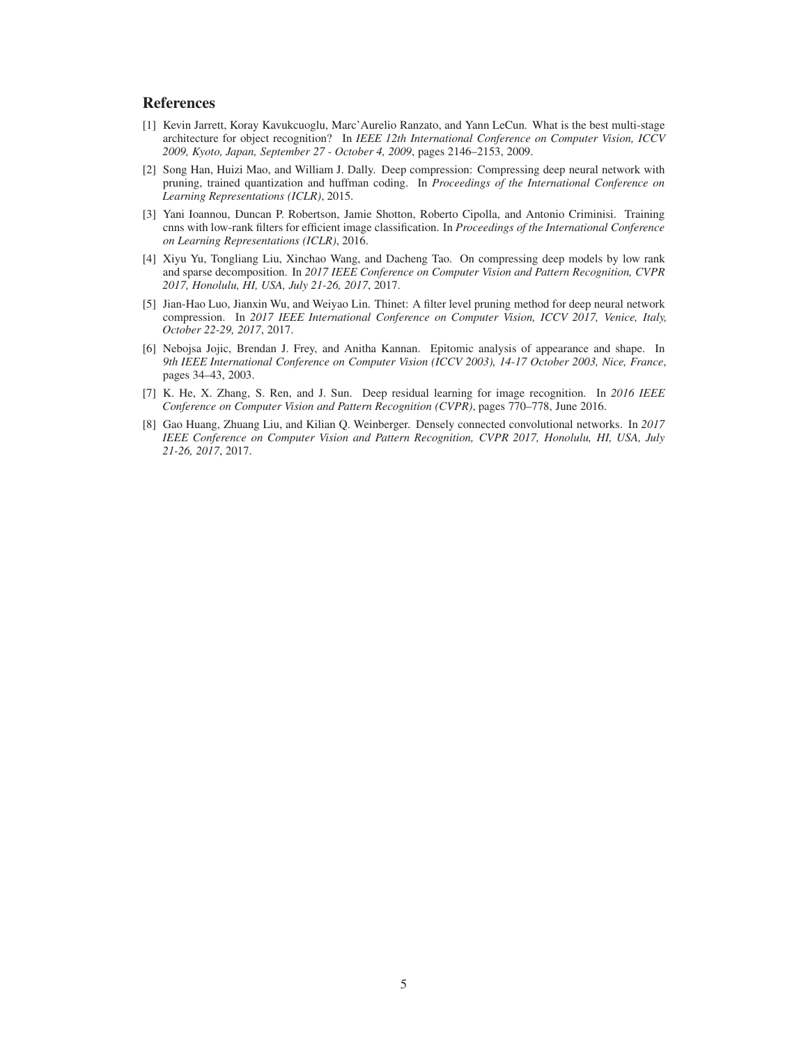## References

[1] Kevin Jarrett, Koray Kavukcuoglu, Marc'Aurelio Ranzato, and Yann LeCun. What is the best multi-stage architecture for object recognition? In *IEEE 12th International Conference on Computer Vision, ICCV 2009, Kyoto, Japan, September 27 - October 4, 2009*, pages 2146–2153, 2009.

[2] Song Han, Huizi Mao, and William J. Dally. Deep compression: Compressing deep neural network with pruning, trained quantization and huffman coding. In *Proceedings of the International Conference on Learning Representations (ICLR)*, 2015.

[3] Yani Ioannou, Duncan P. Robertson, Jamie Shotton, Roberto Cipolla, and Antonio Criminisi. Training cnns with low-rank filters for efficient image classification. In *Proceedings of the International Conference on Learning Representations (ICLR)*, 2016.

[4] Xiyu Yu, Tongliang Liu, Xinchao Wang, and Dacheng Tao. On compressing deep models by low rank and sparse decomposition. In *2017 IEEE Conference on Computer Vision and Pattern Recognition, CVPR 2017, Honolulu, HI, USA, July 21-26, 2017*, 2017.

[5] Jian-Hao Luo, Jianxin Wu, and Weiyao Lin. Thinet: A filter level pruning method for deep neural network compression. In *2017 IEEE International Conference on Computer Vision, ICCV 2017, Venice, Italy, October 22-29, 2017*, 2017.

[6] Nebojsa Jojic, Brendan J. Frey, and Anitha Kannan. Epitomic analysis of appearance and shape. In *9th IEEE International Conference on Computer Vision (ICCV 2003), 14-17 October 2003, Nice, France*, pages 34–43, 2003.

[7] K. He, X. Zhang, S. Ren, and J. Sun. Deep residual learning for image recognition. In *2016 IEEE Conference on Computer Vision and Pattern Recognition (CVPR)*, pages 770–778, June 2016.

[8] Gao Huang, Zhuang Liu, and Kilian Q. Weinberger. Densely connected convolutional networks. In *2017 IEEE Conference on Computer Vision and Pattern Recognition, CVPR 2017, Honolulu, HI, USA, July 21-26, 2017*, 2017.